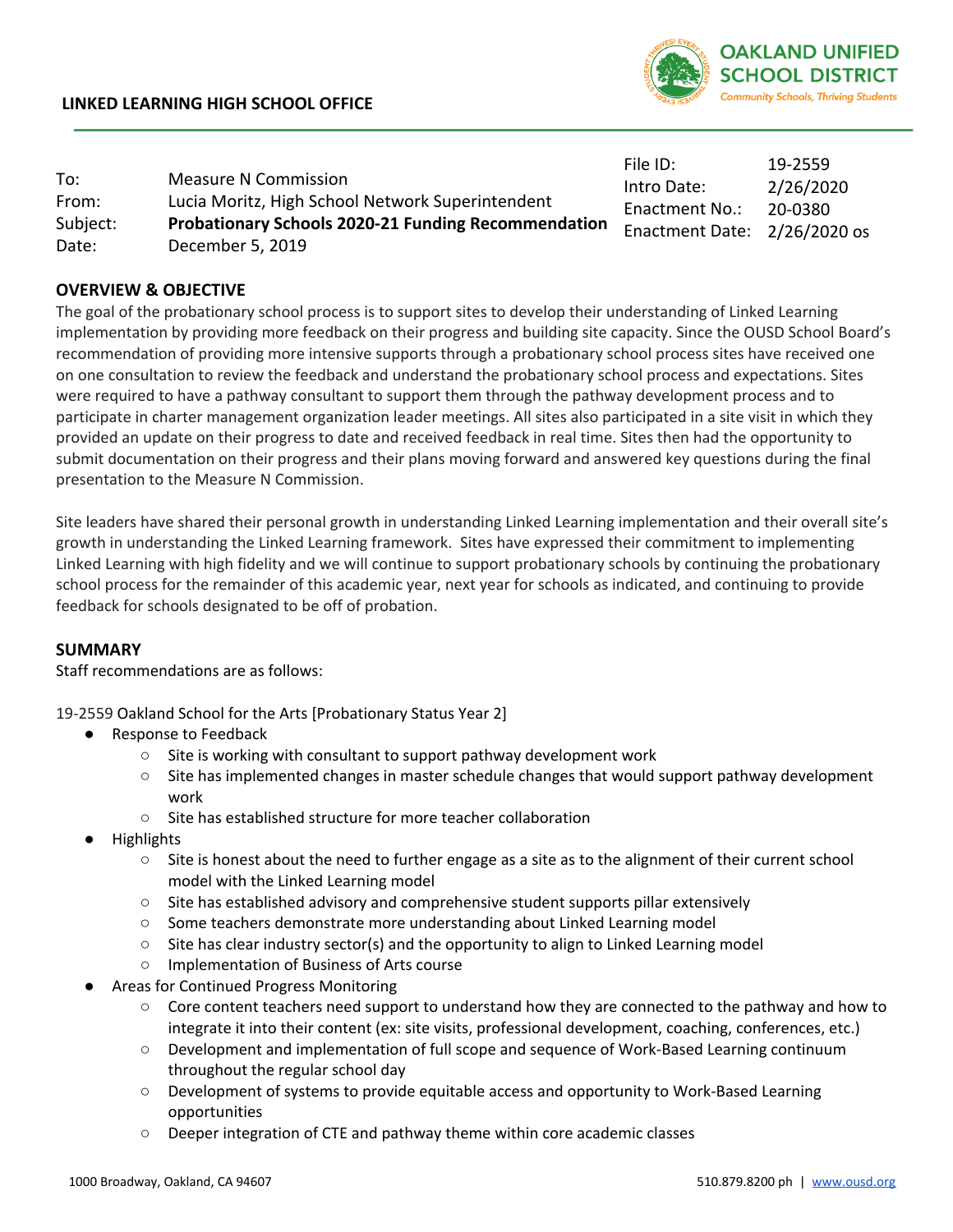**LINKED LEARNING HIGH SCHOOL OFFICE**

**OAKLAND UNIFIED SCHOOL DISTRICT**
*Community Schools, Thriving Students*

| | |
|---|---|
| To: | Measure N Commission |
| From: | Lucia Moritz, High School Network Superintendent |
| Subject: | **Probationary Schools 2020-21 Funding Recommendation** |
| Date: | December 5, 2019 |

| | |
|---|---|
| File ID: | 19-2559 |
| Intro Date: | 2/26/2020 |
| Enactment No.: | 20-0380 |
| Enactment Date: | 2/26/2020 os |

## OVERVIEW & OBJECTIVE

The goal of the probationary school process is to support sites to develop their understanding of Linked Learning implementation by providing more feedback on their progress and building site capacity. Since the OUSD School Board's recommendation of providing more intensive supports through a probationary school process sites have received one on one consultation to review the feedback and understand the probationary school process and expectations. Sites were required to have a pathway consultant to support them through the pathway development process and to participate in charter management organization leader meetings. All sites also participated in a site visit in which they provided an update on their progress to date and received feedback in real time. Sites then had the opportunity to submit documentation on their progress and their plans moving forward and answered key questions during the final presentation to the Measure N Commission.

Site leaders have shared their personal growth in understanding Linked Learning implementation and their overall site's growth in understanding the Linked Learning framework. Sites have expressed their commitment to implementing Linked Learning with high fidelity and we will continue to support probationary schools by continuing the probationary school process for the remainder of this academic year, next year for schools as indicated, and continuing to provide feedback for schools designated to be off of probation.

## SUMMARY

Staff recommendations are as follows:

19-2559 Oakland School for the Arts [Probationary Status Year 2]

- Response to Feedback
  - Site is working with consultant to support pathway development work
  - Site has implemented changes in master schedule changes that would support pathway development work
  - Site has established structure for more teacher collaboration
- Highlights
  - Site is honest about the need to further engage as a site as to the alignment of their current school model with the Linked Learning model
  - Site has established advisory and comprehensive student supports pillar extensively
  - Some teachers demonstrate more understanding about Linked Learning model
  - Site has clear industry sector(s) and the opportunity to align to Linked Learning model
  - Implementation of Business of Arts course
- Areas for Continued Progress Monitoring
  - Core content teachers need support to understand how they are connected to the pathway and how to integrate it into their content (ex: site visits, professional development, coaching, conferences, etc.)
  - Development and implementation of full scope and sequence of Work-Based Learning continuum throughout the regular school day
  - Development of systems to provide equitable access and opportunity to Work-Based Learning opportunities
  - Deeper integration of CTE and pathway theme within core academic classes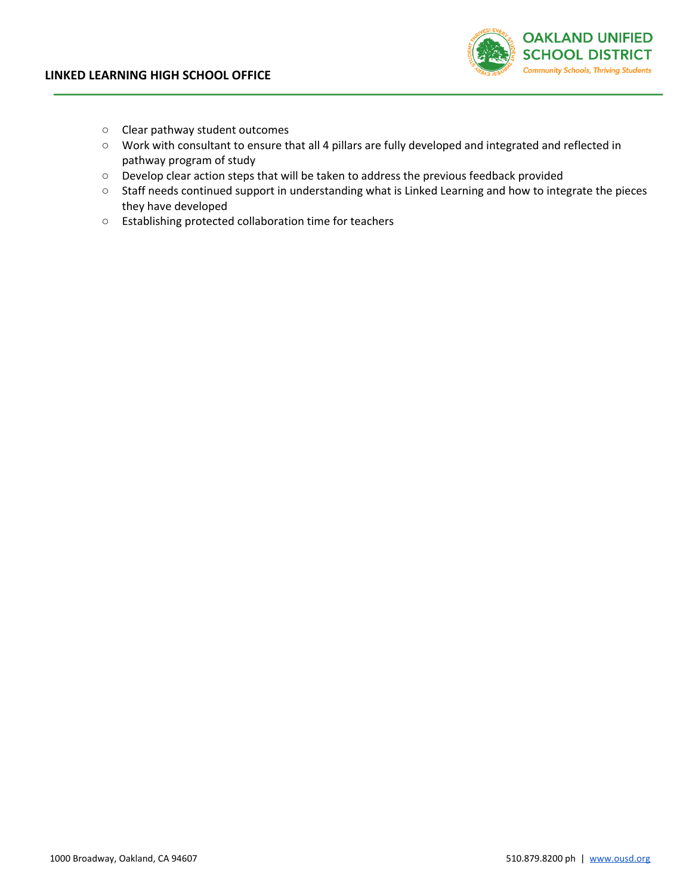- Clear pathway student outcomes
- Work with consultant to ensure that all 4 pillars are fully developed and integrated and reflected in pathway program of study
- Develop clear action steps that will be taken to address the previous feedback provided
- Staff needs continued support in understanding what is Linked Learning and how to integrate the pieces they have developed
- Establishing protected collaboration time for teachers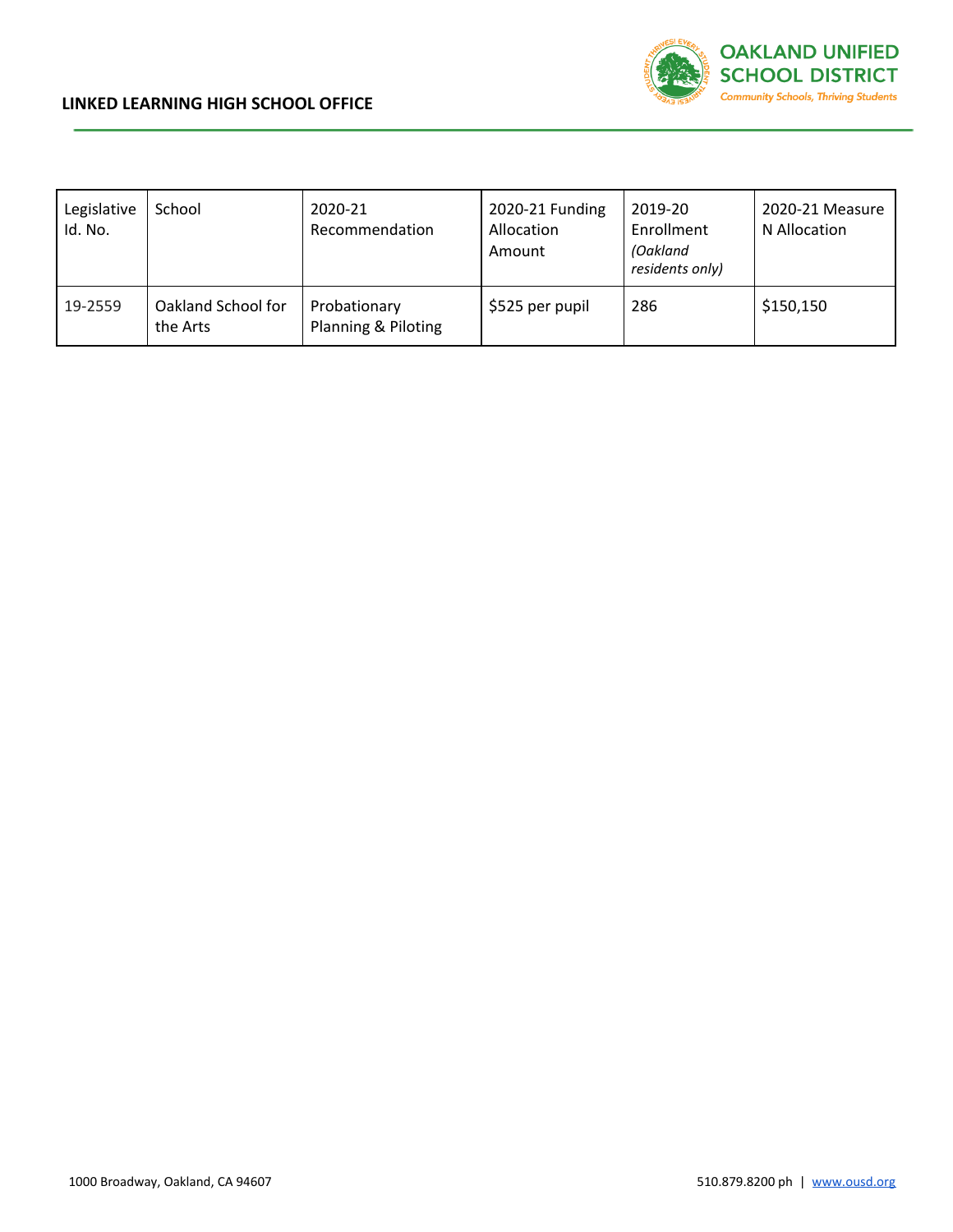| Legislative Id. No. | School | 2020-21 Recommendation | 2020-21 Funding Allocation Amount | 2019-20 Enrollment *(Oakland residents only)* | 2020-21 Measure N Allocation |
|---|---|---|---|---|---|
| 19-2559 | Oakland School for the Arts | Probationary Planning & Piloting | $525 per pupil | 286 | $150,150 |